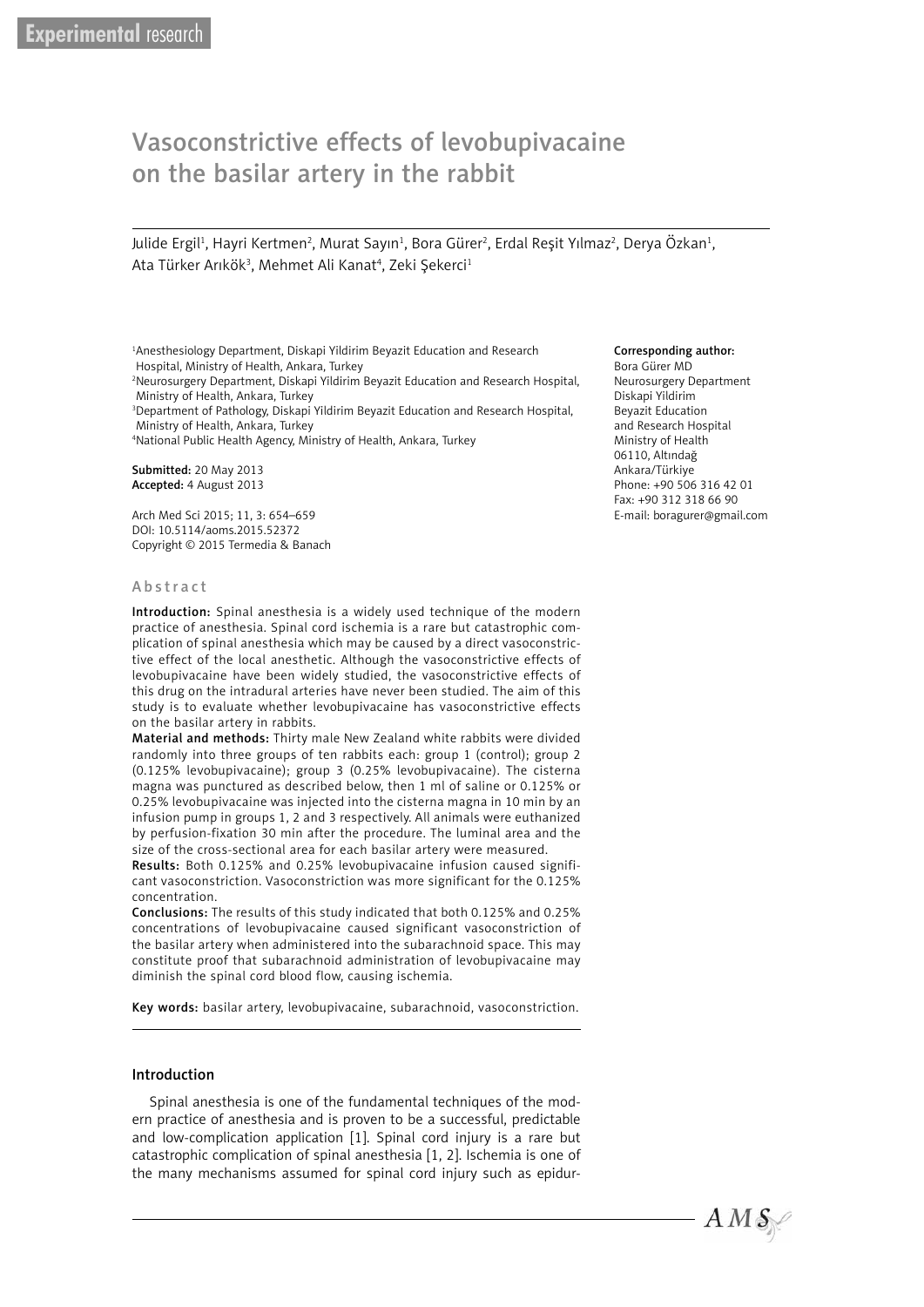# Vasoconstrictive effects of levobupivacaine on the basilar artery in the rabbit

Julide Ergil[1], Hayri Kertmen[2], Murat Sayın[1], Bora Gürer[2], Erdal Reşit Yılmaz[2], Derya Özkan[1], Ata Türker Arıkök[3], Mehmet Ali Kanat[4], Zeki Şekerci[1]

[1]Anesthesiology Department, Diskapi Yildirim Beyazit Education and Research Hospital, Ministry of Health, Ankara, Turkey
[2]Neurosurgery Department, Diskapi Yildirim Beyazit Education and Research Hospital, Ministry of Health, Ankara, Turkey
[3]Department of Pathology, Diskapi Yildirim Beyazit Education and Research Hospital, Ministry of Health, Ankara, Turkey
[4]National Public Health Agency, Ministry of Health, Ankara, Turkey

**Submitted:** 20 May 2013
**Accepted:** 4 August 2013

Arch Med Sci 2015; 11, 3: 654–659
DOI: 10.5114/aoms.2015.52372
Copyright © 2015 Termedia & Banach

**Corresponding author:**
Bora Gürer MD
Neurosurgery Department
Diskapi Yildirim
Beyazit Education
and Research Hospital
Ministry of Health
06110, Altındağ
Ankara/Türkiye
Phone: +90 506 316 42 01
Fax: +90 312 318 66 90
E-mail: boragurer@gmail.com

## Abstract

**Introduction:** Spinal anesthesia is a widely used technique of the modern practice of anesthesia. Spinal cord ischemia is a rare but catastrophic complication of spinal anesthesia which may be caused by a direct vasoconstrictive effect of the local anesthetic. Although the vasoconstrictive effects of levobupivacaine have been widely studied, the vasoconstrictive effects of this drug on the intradural arteries have never been studied. The aim of this study is to evaluate whether levobupivacaine has vasoconstrictive effects on the basilar artery in rabbits.

**Material and methods:** Thirty male New Zealand white rabbits were divided randomly into three groups of ten rabbits each: group 1 (control); group 2 (0.125% levobupivacaine); group 3 (0.25% levobupivacaine). The cisterna magna was punctured as described below, then 1 ml of saline or 0.125% or 0.25% levobupivacaine was injected into the cisterna magna in 10 min by an infusion pump in groups 1, 2 and 3 respectively. All animals were euthanized by perfusion-fixation 30 min after the procedure. The luminal area and the size of the cross-sectional area for each basilar artery were measured.

**Results:** Both 0.125% and 0.25% levobupivacaine infusion caused significant vasoconstriction. Vasoconstriction was more significant for the 0.125% concentration.

**Conclusions:** The results of this study indicated that both 0.125% and 0.25% concentrations of levobupivacaine caused significant vasoconstriction of the basilar artery when administered into the subarachnoid space. This may constitute proof that subarachnoid administration of levobupivacaine may diminish the spinal cord blood flow, causing ischemia.

**Key words:** basilar artery, levobupivacaine, subarachnoid, vasoconstriction.

## Introduction

Spinal anesthesia is one of the fundamental techniques of the modern practice of anesthesia and is proven to be a successful, predictable and low-complication application [1]. Spinal cord injury is a rare but catastrophic complication of spinal anesthesia [1, 2]. Ischemia is one of the many mechanisms assumed for spinal cord injury such as epidur-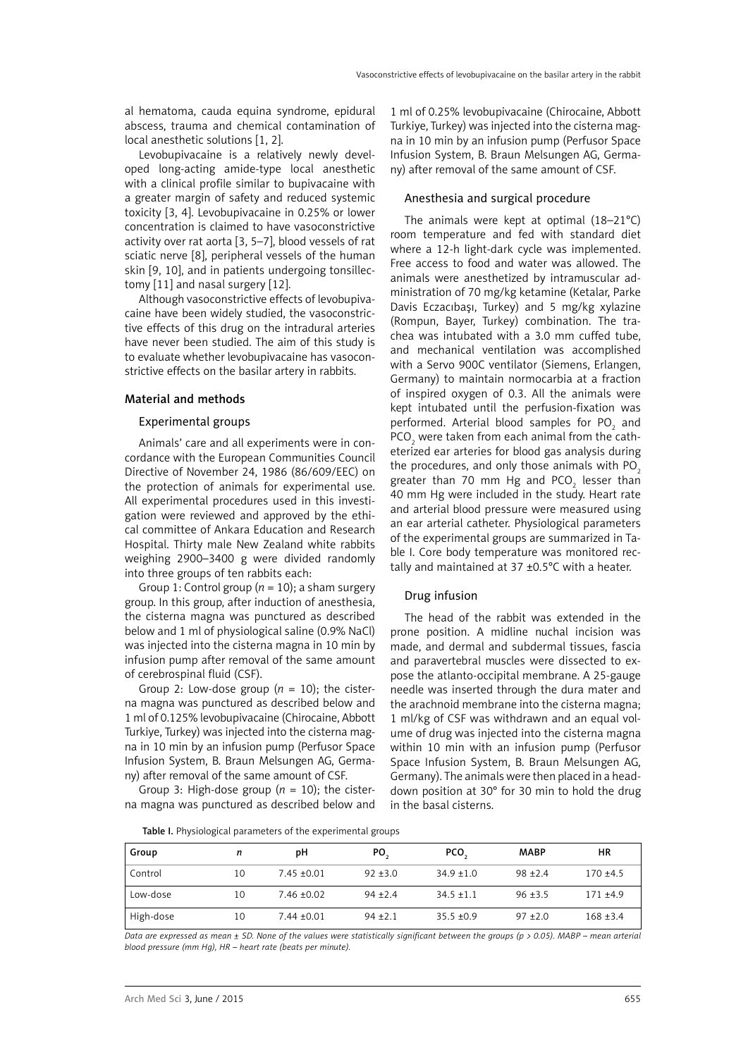al hematoma, cauda equina syndrome, epidural abscess, trauma and chemical contamination of local anesthetic solutions [1, 2].

Levobupivacaine is a relatively newly developed long-acting amide-type local anesthetic with a clinical profile similar to bupivacaine with a greater margin of safety and reduced systemic toxicity [3, 4]. Levobupivacaine in 0.25% or lower concentration is claimed to have vasoconstrictive activity over rat aorta [3, 5–7], blood vessels of rat sciatic nerve [8], peripheral vessels of the human skin [9, 10], and in patients undergoing tonsillectomy [11] and nasal surgery [12].

Although vasoconstrictive effects of levobupivacaine have been widely studied, the vasoconstrictive effects of this drug on the intradural arteries have never been studied. The aim of this study is to evaluate whether levobupivacaine has vasoconstrictive effects on the basilar artery in rabbits.

## Material and methods

### Experimental groups

Animals' care and all experiments were in concordance with the European Communities Council Directive of November 24, 1986 (86/609/EEC) on the protection of animals for experimental use. All experimental procedures used in this investigation were reviewed and approved by the ethical committee of Ankara Education and Research Hospital. Thirty male New Zealand white rabbits weighing 2900–3400 g were divided randomly into three groups of ten rabbits each:

Group 1: Control group ($n$ = 10); a sham surgery group. In this group, after induction of anesthesia, the cisterna magna was punctured as described below and 1 ml of physiological saline (0.9% NaCl) was injected into the cisterna magna in 10 min by infusion pump after removal of the same amount of cerebrospinal fluid (CSF).

Group 2: Low-dose group ($n$ = 10); the cisterna magna was punctured as described below and 1 ml of 0.125% levobupivacaine (Chirocaine, Abbott Turkiye, Turkey) was injected into the cisterna magna in 10 min by an infusion pump (Perfusor Space Infusion System, B. Braun Melsungen AG, Germany) after removal of the same amount of CSF.

Group 3: High-dose group ($n$ = 10); the cisterna magna was punctured as described below and 1 ml of 0.25% levobupivacaine (Chirocaine, Abbott Turkiye, Turkey) was injected into the cisterna magna in 10 min by an infusion pump (Perfusor Space Infusion System, B. Braun Melsungen AG, Germany) after removal of the same amount of CSF.

### Anesthesia and surgical procedure

The animals were kept at optimal (18–21°C) room temperature and fed with standard diet where a 12-h light-dark cycle was implemented. Free access to food and water was allowed. The animals were anesthetized by intramuscular administration of 70 mg/kg ketamine (Ketalar, Parke Davis Eczacıbaşı, Turkey) and 5 mg/kg xylazine (Rompun, Bayer, Turkey) combination. The trachea was intubated with a 3.0 mm cuffed tube, and mechanical ventilation was accomplished with a Servo 900C ventilator (Siemens, Erlangen, Germany) to maintain normocarbia at a fraction of inspired oxygen of 0.3. All the animals were kept intubated until the perfusion-fixation was performed. Arterial blood samples for $PO_2$ and $PCO_2$ were taken from each animal from the catheterized ear arteries for blood gas analysis during the procedures, and only those animals with $PO_2$ greater than 70 mm Hg and $PCO_2$ lesser than 40 mm Hg were included in the study. Heart rate and arterial blood pressure were measured using an ear arterial catheter. Physiological parameters of the experimental groups are summarized in Table I. Core body temperature was monitored rectally and maintained at 37 ±0.5°C with a heater.

### Drug infusion

The head of the rabbit was extended in the prone position. A midline nuchal incision was made, and dermal and subdermal tissues, fascia and paravertebral muscles were dissected to expose the atlanto-occipital membrane. A 25-gauge needle was inserted through the dura mater and the arachnoid membrane into the cisterna magna; 1 ml/kg of CSF was withdrawn and an equal volume of drug was injected into the cisterna magna within 10 min with an infusion pump (Perfusor Space Infusion System, B. Braun Melsungen AG, Germany). The animals were then placed in a head-down position at 30° for 30 min to hold the drug in the basal cisterns.

**Table I.** Physiological parameters of the experimental groups

| Group | $n$ | pH | $PO_2$ | $PCO_2$ | MABP | HR |
|---|---|---|---|---|---|---|
| Control | 10 | 7.45 ±0.01 | 92 ±3.0 | 34.9 ±1.0 | 98 ±2.4 | 170 ±4.5 |
| Low-dose | 10 | 7.46 ±0.02 | 94 ±2.4 | 34.5 ±1.1 | 96 ±3.5 | 171 ±4.9 |
| High-dose | 10 | 7.44 ±0.01 | 94 ±2.1 | 35.5 ±0.9 | 97 ±2.0 | 168 ±3.4 |

*Data are expressed as mean ± SD. None of the values were statistically significant between the groups ($p$ > 0.05). MABP – mean arterial blood pressure (mm Hg), HR – heart rate (beats per minute).*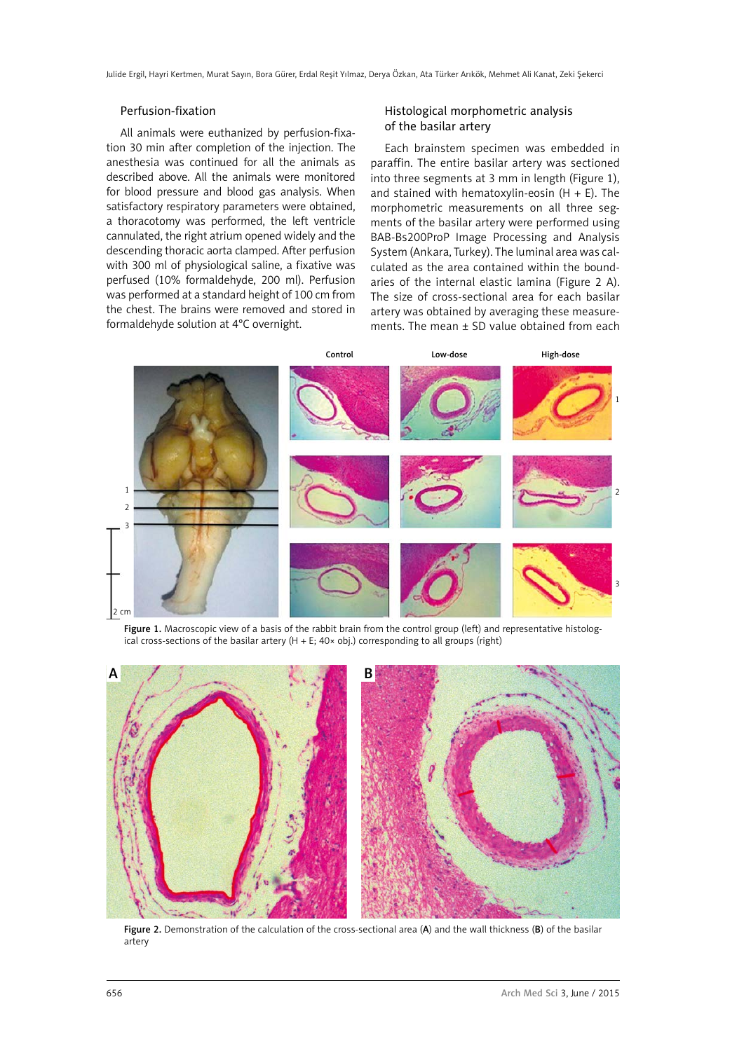## Perfusion-fixation

All animals were euthanized by perfusion-fixation 30 min after completion of the injection. The anesthesia was continued for all the animals as described above. All the animals were monitored for blood pressure and blood gas analysis. When satisfactory respiratory parameters were obtained, a thoracotomy was performed, the left ventricle cannulated, the right atrium opened widely and the descending thoracic aorta clamped. After perfusion with 300 ml of physiological saline, a fixative was perfused (10% formaldehyde, 200 ml). Perfusion was performed at a standard height of 100 cm from the chest. The brains were removed and stored in formaldehyde solution at 4°C overnight.

## Histological morphometric analysis of the basilar artery

Each brainstem specimen was embedded in paraffin. The entire basilar artery was sectioned into three segments at 3 mm in length (Figure 1), and stained with hematoxylin-eosin (H + E). The morphometric measurements on all three segments of the basilar artery were performed using BAB-Bs200ProP Image Processing and Analysis System (Ankara, Turkey). The luminal area was calculated as the area contained within the boundaries of the internal elastic lamina (Figure 2 A). The size of cross-sectional area for each basilar artery was obtained by averaging these measurements. The mean ± SD value obtained from each

**Figure 1.** Macroscopic view of a basis of the rabbit brain from the control group (left) and representative histological cross-sections of the basilar artery (H + E; 40× obj.) corresponding to all groups (right)

**Figure 2.** Demonstration of the calculation of the cross-sectional area (**A**) and the wall thickness (**B**) of the basilar artery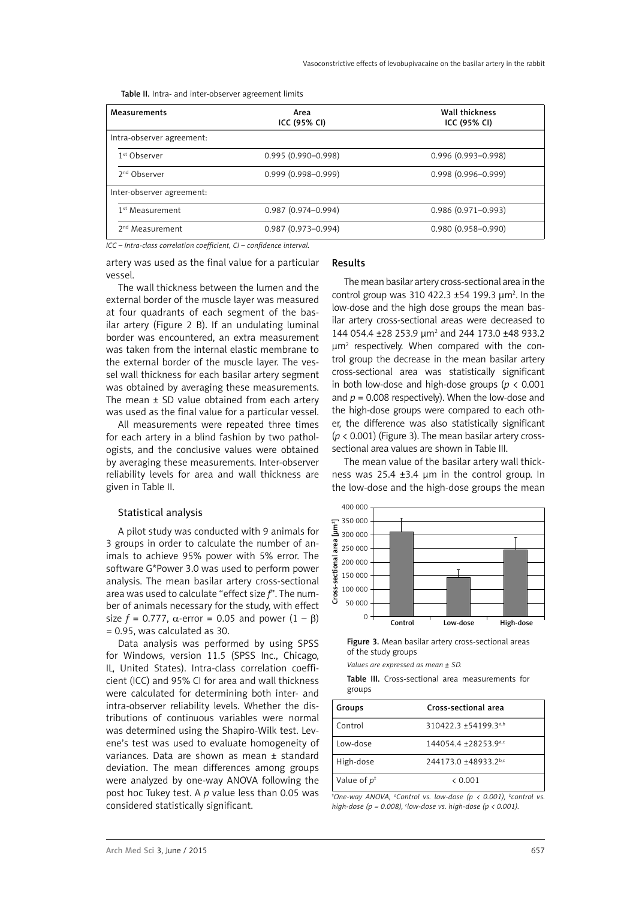Table II. Intra- and inter-observer agreement limits

| Measurements | Area ICC (95% CI) | Wall thickness ICC (95% CI) |
|---|---|---|
| Intra-observer agreement: | | |
| 1st Observer | 0.995 (0.990–0.998) | 0.996 (0.993–0.998) |
| 2nd Observer | 0.999 (0.998–0.999) | 0.998 (0.996–0.999) |
| Inter-observer agreement: | | |
| 1st Measurement | 0.987 (0.974–0.994) | 0.986 (0.971–0.993) |
| 2nd Measurement | 0.987 (0.973–0.994) | 0.980 (0.958–0.990) |

*ICC – Intra-class correlation coefficient, CI – confidence interval.*

artery was used as the final value for a particular vessel.

The wall thickness between the lumen and the external border of the muscle layer was measured at four quadrants of each segment of the basilar artery (Figure 2 B). If an undulating luminal border was encountered, an extra measurement was taken from the internal elastic membrane to the external border of the muscle layer. The vessel wall thickness for each basilar artery segment was obtained by averaging these measurements. The mean ± SD value obtained from each artery was used as the final value for a particular vessel.

All measurements were repeated three times for each artery in a blind fashion by two pathologists, and the conclusive values were obtained by averaging these measurements. Inter-observer reliability levels for area and wall thickness are given in Table II.

### Statistical analysis

A pilot study was conducted with 9 animals for 3 groups in order to calculate the number of animals to achieve 95% power with 5% error. The software G*Power 3.0 was used to perform power analysis. The mean basilar artery cross-sectional area was used to calculate "effect size $f$". The number of animals necessary for the study, with effect size $f = 0.777$, $\alpha$-error = 0.05 and power $(1 - \beta) = 0.95$, was calculated as 30.

Data analysis was performed by using SPSS for Windows, version 11.5 (SPSS Inc., Chicago, IL, United States). Intra-class correlation coefficient (ICC) and 95% CI for area and wall thickness were calculated for determining both inter- and intra-observer reliability levels. Whether the distributions of continuous variables were normal was determined using the Shapiro-Wilk test. Levene's test was used to evaluate homogeneity of variances. Data are shown as mean ± standard deviation. The mean differences among groups were analyzed by one-way ANOVA following the post hoc Tukey test. A $p$ value less than 0.05 was considered statistically significant.

## Results

The mean basilar artery cross-sectional area in the control group was 310 422.3 ±54 199.3 µm². In the low-dose and the high dose groups the mean basilar artery cross-sectional areas were decreased to 144 054.4 ±28 253.9 µm² and 244 173.0 ±48 933.2 µm² respectively. When compared with the control group the decrease in the mean basilar artery cross-sectional area was statistically significant in both low-dose and high-dose groups ($p < 0.001$ and $p = 0.008$ respectively). When the low-dose and the high-dose groups were compared to each other, the difference was also statistically significant ($p < 0.001$) (Figure 3). The mean basilar artery cross-sectional area values are shown in Table III.

The mean value of the basilar artery wall thickness was 25.4 ±3.4 µm in the control group. In the low-dose and the high-dose groups the mean

Figure 3. Mean basilar artery cross-sectional areas of the study groups

*Values are expressed as mean ± SD.*

Table III. Cross-sectional area measurements for groups

| Groups | Cross-sectional area |
|---|---|
| Control | 310422.3 ±54199.3[a,b] |
| Low-dose | 144054.4 ±28253.9[a,c] |
| High-dose | 244173.0 ±48933.2[b,c] |
| Value of $p$[‡] | < 0.001 |

*[‡]One-way ANOVA, [a]Control vs. low-dose ($p < 0.001$), [b]control vs. high-dose ($p = 0.008$), [c]low-dose vs. high-dose ($p < 0.001$).*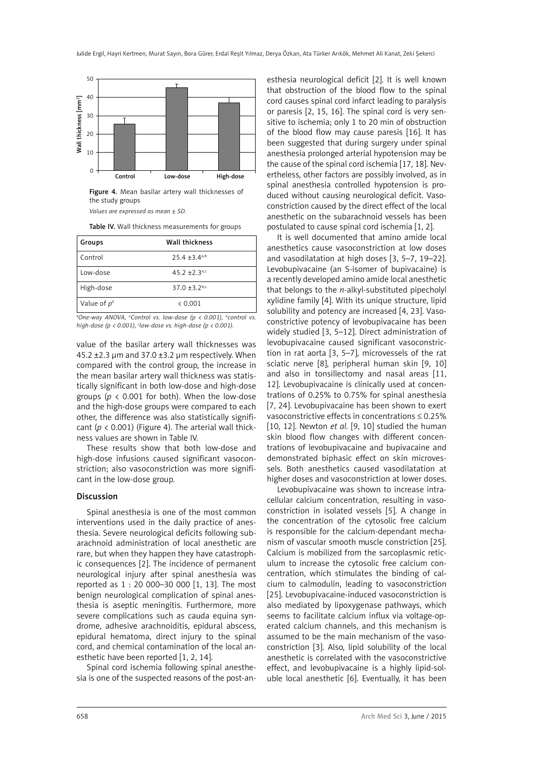Figure 4. Mean basilar artery wall thicknesses of the study groups

*Values are expressed as mean ± SD.*

Table IV. Wall thickness measurements for groups

| Groups | Wall thickness |
|---|---|
| Control | 25.4 ±3.4[a,b] |
| Low-dose | 45.2 ±2.3[a,c] |
| High-dose | 37.0 ±3.2[b,c] |
| Value of $p^{‡}$ | < 0.001 |

*‡One-way ANOVA, [a]Control vs. low-dose (p < 0.001), [b]control vs. high-dose (p < 0.001), [c]low-dose vs. high-dose (p < 0.001).*

value of the basilar artery wall thicknesses was 45.2 ±2.3 μm and 37.0 ±3.2 μm respectively. When compared with the control group, the increase in the mean basilar artery wall thickness was statistically significant in both low-dose and high-dose groups ($p < 0.001$ for both). When the low-dose and the high-dose groups were compared to each other, the difference was also statistically significant ($p < 0.001$) (Figure 4). The arterial wall thickness values are shown in Table IV.

These results show that both low-dose and high-dose infusions caused significant vasoconstriction; also vasoconstriction was more significant in the low-dose group.

## Discussion

Spinal anesthesia is one of the most common interventions used in the daily practice of anesthesia. Severe neurological deficits following subarachnoid administration of local anesthetic are rare, but when they happen they have catastrophic consequences [2]. The incidence of permanent neurological injury after spinal anesthesia was reported as 1 : 20 000–30 000 [1, 13]. The most benign neurological complication of spinal anesthesia is aseptic meningitis. Furthermore, more severe complications such as cauda equina syndrome, adhesive arachnoiditis, epidural abscess, epidural hematoma, direct injury to the spinal cord, and chemical contamination of the local anesthetic have been reported [1, 2, 14].

Spinal cord ischemia following spinal anesthesia is one of the suspected reasons of the post-anesthesia neurological deficit [2]. It is well known that obstruction of the blood flow to the spinal cord causes spinal cord infarct leading to paralysis or paresis [2, 15, 16]. The spinal cord is very sensitive to ischemia; only 1 to 20 min of obstruction of the blood flow may cause paresis [16]. It has been suggested that during surgery under spinal anesthesia prolonged arterial hypotension may be the cause of the spinal cord ischemia [17, 18]. Nevertheless, other factors are possibly involved, as in spinal anesthesia controlled hypotension is produced without causing neurological deficit. Vasoconstriction caused by the direct effect of the local anesthetic on the subarachnoid vessels has been postulated to cause spinal cord ischemia [1, 2].

It is well documented that amino amide local anesthetics cause vasoconstriction at low doses and vasodilatation at high doses [3, 5–7, 19–22]. Levobupivacaine (an S-isomer of bupivacaine) is a recently developed amino amide local anesthetic that belongs to the *n*-alkyl-substituted pipecholyl xylidine family [4]. With its unique structure, lipid solubility and potency are increased [4, 23]. Vasoconstrictive potency of levobupivacaine has been widely studied [3, 5–12]. Direct administration of levobupivacaine caused significant vasoconstriction in rat aorta [3, 5–7], microvessels of the rat sciatic nerve [8], peripheral human skin [9, 10] and also in tonsillectomy and nasal areas [11, 12]. Levobupivacaine is clinically used at concentrations of 0.25% to 0.75% for spinal anesthesia [7, 24]. Levobupivacaine has been shown to exert vasoconstrictive effects in concentrations ≤ 0.25% [10, 12]. Newton *et al.* [9, 10] studied the human skin blood flow changes with different concentrations of levobupivacaine and bupivacaine and demonstrated biphasic effect on skin microvessels. Both anesthetics caused vasodilatation at higher doses and vasoconstriction at lower doses.

Levobupivacaine was shown to increase intracellular calcium concentration, resulting in vasoconstriction in isolated vessels [5]. A change in the concentration of the cytosolic free calcium is responsible for the calcium-dependant mechanism of vascular smooth muscle constriction [25]. Calcium is mobilized from the sarcoplasmic reticulum to increase the cytosolic free calcium concentration, which stimulates the binding of calcium to calmodulin, leading to vasoconstriction [25]. Levobupivacaine-induced vasoconstriction is also mediated by lipoxygenase pathways, which seems to facilitate calcium influx via voltage-operated calcium channels, and this mechanism is assumed to be the main mechanism of the vasoconstriction [3]. Also, lipid solubility of the local anesthetic is correlated with the vasoconstrictive effect, and levobupivacaine is a highly lipid-soluble local anesthetic [6]. Eventually, it has been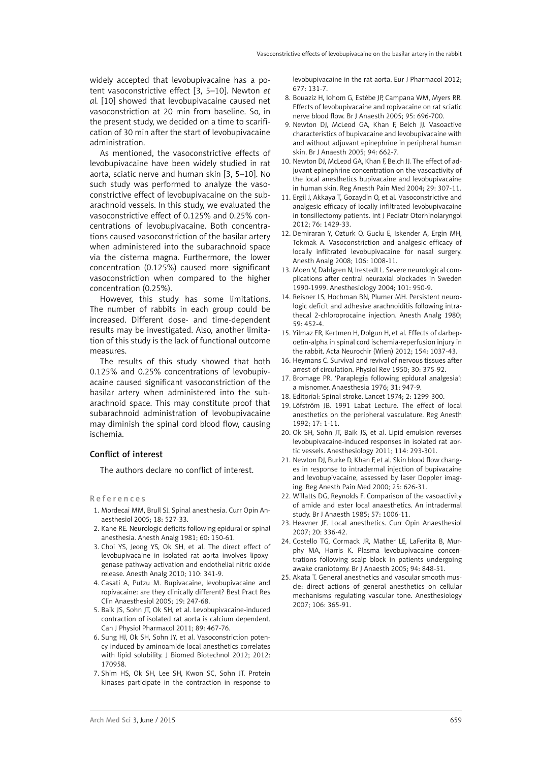widely accepted that levobupivacaine has a potent vasoconstrictive effect [3, 5–10]. Newton *et al.* [10] showed that levobupivacaine caused net vasoconstriction at 20 min from baseline. So, in the present study, we decided on a time to scarification of 30 min after the start of levobupivacaine administration.

As mentioned, the vasoconstrictive effects of levobupivacaine have been widely studied in rat aorta, sciatic nerve and human skin [3, 5–10]. No such study was performed to analyze the vasoconstrictive effect of levobupivacaine on the subarachnoid vessels. In this study, we evaluated the vasoconstrictive effect of 0.125% and 0.25% concentrations of levobupivacaine. Both concentrations caused vasoconstriction of the basilar artery when administered into the subarachnoid space via the cisterna magna. Furthermore, the lower concentration (0.125%) caused more significant vasoconstriction when compared to the higher concentration (0.25%).

However, this study has some limitations. The number of rabbits in each group could be increased. Different dose- and time-dependent results may be investigated. Also, another limitation of this study is the lack of functional outcome measures.

The results of this study showed that both 0.125% and 0.25% concentrations of levobupivacaine caused significant vasoconstriction of the basilar artery when administered into the subarachnoid space. This may constitute proof that subarachnoid administration of levobupivacaine may diminish the spinal cord blood flow, causing ischemia.

## Conflict of interest

The authors declare no conflict of interest.

## References

1. Mordecai MM, Brull SJ. Spinal anesthesia. Curr Opin Anaesthesiol 2005; 18: 527-33.
2. Kane RE. Neurologic deficits following epidural or spinal anesthesia. Anesth Analg 1981; 60: 150-61.
3. Choi YS, Jeong YS, Ok SH, et al. The direct effect of levobupivacaine in isolated rat aorta involves lipoxygenase pathway activation and endothelial nitric oxide release. Anesth Analg 2010; 110: 341-9.
4. Casati A, Putzu M. Bupivacaine, levobupivacaine and ropivacaine: are they clinically different? Best Pract Res Clin Anaesthesiol 2005; 19: 247-68.
5. Baik JS, Sohn JT, Ok SH, et al. Levobupivacaine-induced contraction of isolated rat aorta is calcium dependent. Can J Physiol Pharmacol 2011; 89: 467-76.
6. Sung HJ, Ok SH, Sohn JY, et al. Vasoconstriction potency induced by aminoamide local anesthetics correlates with lipid solubility. J Biomed Biotechnol 2012; 2012: 170958.
7. Shim HS, Ok SH, Lee SH, Kwon SC, Sohn JT. Protein kinases participate in the contraction in response to levobupivacaine in the rat aorta. Eur J Pharmacol 2012; 677: 131-7.
8. Bouaziz H, Iohom G, Estèbe JP, Campana WM, Myers RR. Effects of levobupivacaine and ropivacaine on rat sciatic nerve blood flow. Br J Anaesth 2005; 95: 696-700.
9. Newton DJ, McLeod GA, Khan F, Belch JJ. Vasoactive characteristics of bupivacaine and levobupivacaine with and without adjuvant epinephrine in peripheral human skin. Br J Anaesth 2005; 94: 662-7.
10. Newton DJ, McLeod GA, Khan F, Belch JJ. The effect of adjuvant epinephrine concentration on the vasoactivity of the local anesthetics bupivacaine and levobupivacaine in human skin. Reg Anesth Pain Med 2004; 29: 307-11.
11. Ergil J, Akkaya T, Gozaydin O, et al. Vasoconstrictive and analgesic efficacy of locally infiltrated levobupivacaine in tonsillectomy patients. Int J Pediatr Otorhinolaryngol 2012; 76: 1429-33.
12. Demiraran Y, Ozturk O, Guclu E, Iskender A, Ergin MH, Tokmak A. Vasoconstriction and analgesic efficacy of locally infiltrated levobupivacaine for nasal surgery. Anesth Analg 2008; 106: 1008-11.
13. Moen V, Dahlgren N, Irestedt L. Severe neurological complications after central neuraxial blockades in Sweden 1990-1999. Anesthesiology 2004; 101: 950-9.
14. Reisner LS, Hochman BN, Plumer MH. Persistent neurologic deficit and adhesive arachnoiditis following intrathecal 2-chloroprocaine injection. Anesth Analg 1980; 59: 452-4.
15. Yilmaz ER, Kertmen H, Dolgun H, et al. Effects of darbepoetin-alpha in spinal cord ischemia-reperfusion injury in the rabbit. Acta Neurochir (Wien) 2012; 154: 1037-43.
16. Heymans C. Survival and revival of nervous tissues after arrest of circulation. Physiol Rev 1950; 30: 375-92.
17. Bromage PR. 'Paraplegia following epidural analgesia': a misnomer. Anaesthesia 1976; 31: 947-9.
18. Editorial: Spinal stroke. Lancet 1974; 2: 1299-300.
19. Löfström JB. 1991 Labat Lecture. The effect of local anesthetics on the peripheral vasculature. Reg Anesth 1992; 17: 1-11.
20. Ok SH, Sohn JT, Baik JS, et al. Lipid emulsion reverses levobupivacaine-induced responses in isolated rat aortic vessels. Anesthesiology 2011; 114: 293-301.
21. Newton DJ, Burke D, Khan F, et al. Skin blood flow changes in response to intradermal injection of bupivacaine and levobupivacaine, assessed by laser Doppler imaging. Reg Anesth Pain Med 2000; 25: 626-31.
22. Willatts DG, Reynolds F. Comparison of the vasoactivity of amide and ester local anaesthetics. An intradermal study. Br J Anaesth 1985; 57: 1006-11.
23. Heavner JE. Local anesthetics. Curr Opin Anaesthesiol 2007; 20: 336-42.
24. Costello TG, Cormack JR, Mather LE, LaFerlita B, Murphy MA, Harris K. Plasma levobupivacaine concentrations following scalp block in patients undergoing awake craniotomy. Br J Anaesth 2005; 94: 848-51.
25. Akata T. General anesthetics and vascular smooth muscle: direct actions of general anesthetics on cellular mechanisms regulating vascular tone. Anesthesiology 2007; 106: 365-91.